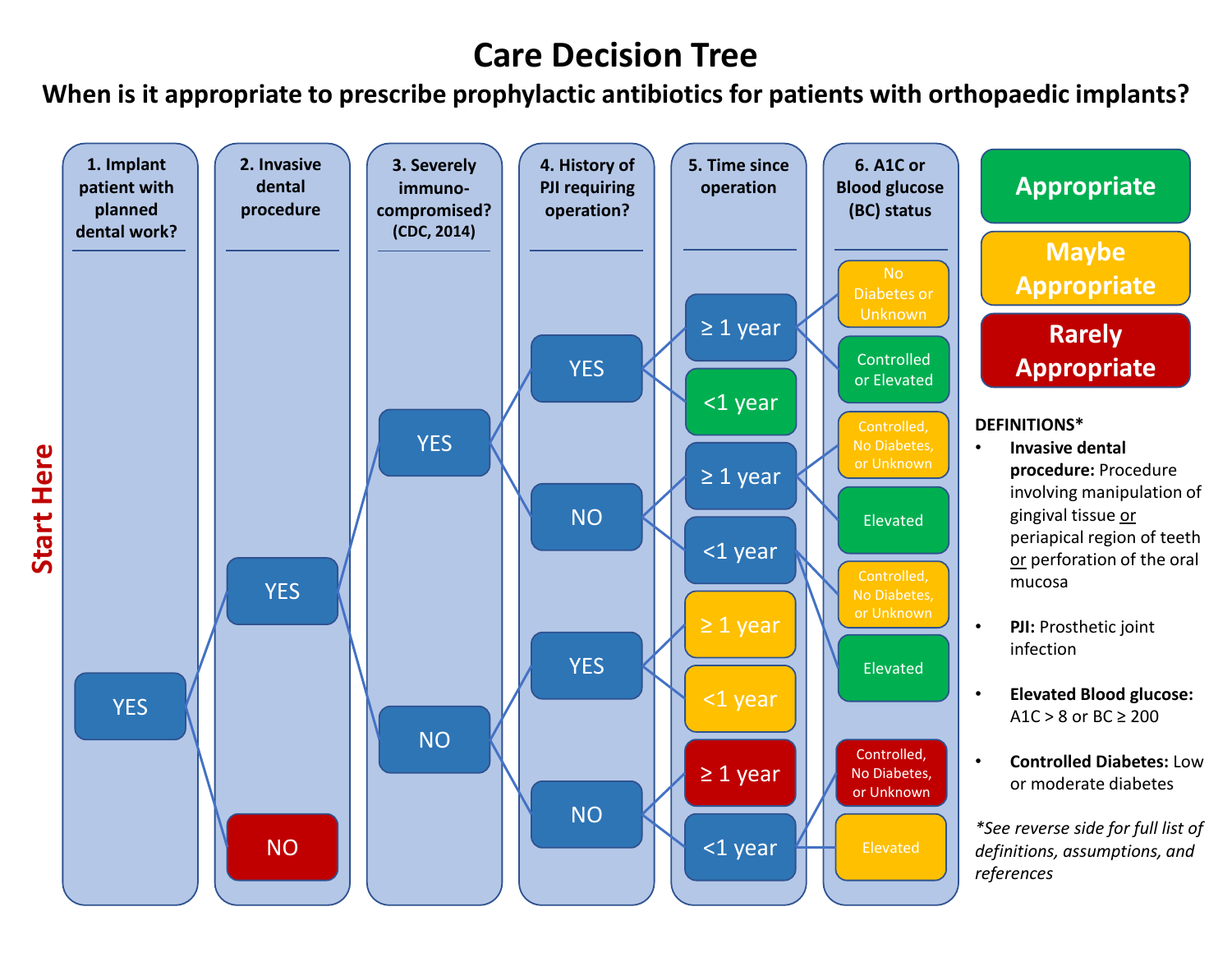# Care Decision Tree

## When is it appropriate to prescribe prophylactic antibiotics for patients with orthopaedic implants?

**Start Here**

| 1. Implant patient with planned dental work? | 2. Invasive dental procedure | 3. Severely immuno-compromised? (CDC, 2014) | 4. History of PJI requiring operation? | 5. Time since operation | 6. A1C or Blood glucose (BC) status |
|---|---|---|---|---|---|
| YES | YES | YES | YES | ≥ 1 year | No Diabetes or Unknown — Maybe Appropriate |
| | | | | | Controlled or Elevated — Appropriate |
| | | | | <1 year — Appropriate | |
| | | | NO | ≥ 1 year | Controlled, No Diabetes, or Unknown — Maybe Appropriate |
| | | | | | Elevated — Appropriate |
| | | | | <1 year | Controlled, No Diabetes, or Unknown — Maybe Appropriate |
| | | | | | Elevated — Appropriate |
| | | NO | YES | ≥ 1 year — Maybe Appropriate | |
| | | | | <1 year — Maybe Appropriate | |
| | | | NO | ≥ 1 year — Rarely Appropriate | |
| | | | | <1 year | Controlled, No Diabetes, or Unknown — Rarely Appropriate |
| | | | | | Elevated — Maybe Appropriate |
| | NO — Rarely Appropriate | | | | |

**Legend:**
- Appropriate (green)
- Maybe Appropriate (yellow)
- Rarely Appropriate (red)

**DEFINITIONS***

- **Invasive dental procedure:** Procedure involving manipulation of gingival tissue or periapical region of teeth or perforation of the oral mucosa
- **PJI:** Prosthetic joint infection
- **Elevated Blood glucose:** A1C > 8 or BC ≥ 200
- **Controlled Diabetes:** Low or moderate diabetes

*\*See reverse side for full list of definitions, assumptions, and references*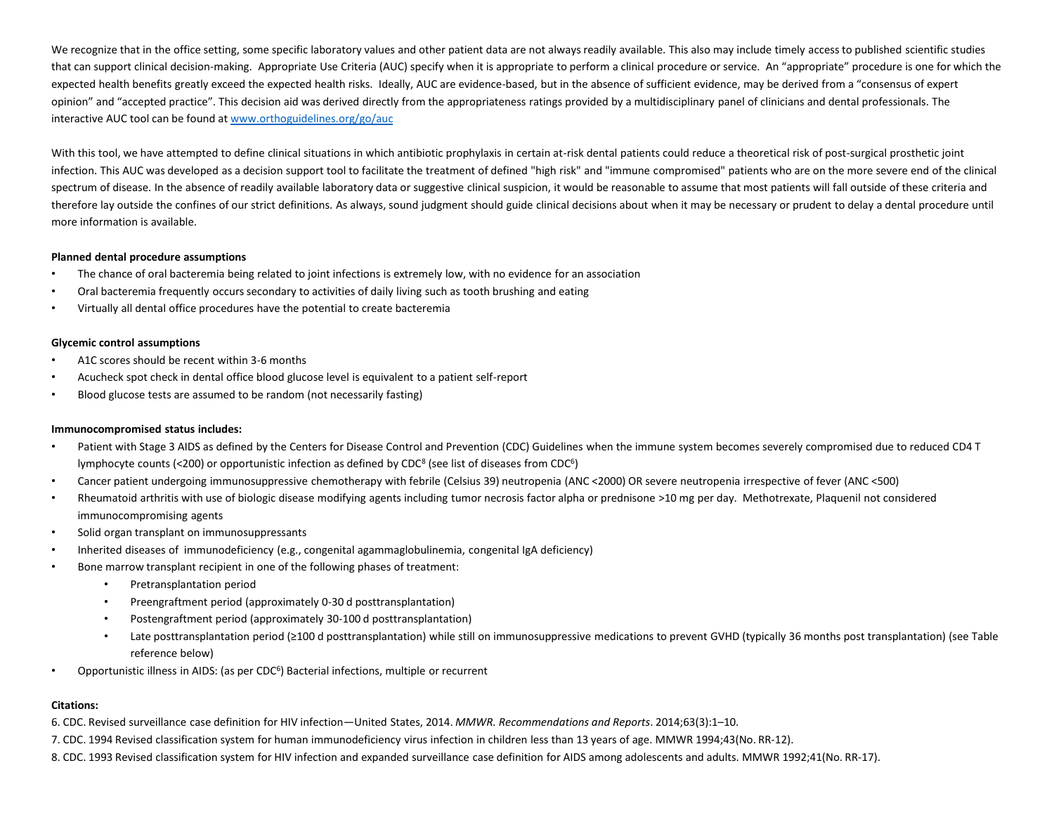We recognize that in the office setting, some specific laboratory values and other patient data are not always readily available. This also may include timely access to published scientific studies that can support clinical decision-making. Appropriate Use Criteria (AUC) specify when it is appropriate to perform a clinical procedure or service. An "appropriate" procedure is one for which the expected health benefits greatly exceed the expected health risks. Ideally, AUC are evidence-based, but in the absence of sufficient evidence, may be derived from a "consensus of expert opinion" and "accepted practice". This decision aid was derived directly from the appropriateness ratings provided by a multidisciplinary panel of clinicians and dental professionals. The interactive AUC tool can be found at www.orthoguidelines.org/go/auc

With this tool, we have attempted to define clinical situations in which antibiotic prophylaxis in certain at-risk dental patients could reduce a theoretical risk of post-surgical prosthetic joint infection. This AUC was developed as a decision support tool to facilitate the treatment of defined "high risk" and "immune compromised" patients who are on the more severe end of the clinical spectrum of disease. In the absence of readily available laboratory data or suggestive clinical suspicion, it would be reasonable to assume that most patients will fall outside of these criteria and therefore lay outside the confines of our strict definitions. As always, sound judgment should guide clinical decisions about when it may be necessary or prudent to delay a dental procedure until more information is available.

**Planned dental procedure assumptions**

- The chance of oral bacteremia being related to joint infections is extremely low, with no evidence for an association
- Oral bacteremia frequently occurs secondary to activities of daily living such as tooth brushing and eating
- Virtually all dental office procedures have the potential to create bacteremia

**Glycemic control assumptions**

- A1C scores should be recent within 3-6 months
- Acucheck spot check in dental office blood glucose level is equivalent to a patient self-report
- Blood glucose tests are assumed to be random (not necessarily fasting)

**Immunocompromised status includes:**

- Patient with Stage 3 AIDS as defined by the Centers for Disease Control and Prevention (CDC) Guidelines when the immune system becomes severely compromised due to reduced CD4 T lymphocyte counts (<200) or opportunistic infection as defined by CDC[8] (see list of diseases from CDC[6])
- Cancer patient undergoing immunosuppressive chemotherapy with febrile (Celsius 39) neutropenia (ANC <2000) OR severe neutropenia irrespective of fever (ANC <500)
- Rheumatoid arthritis with use of biologic disease modifying agents including tumor necrosis factor alpha or prednisone >10 mg per day. Methotrexate, Plaquenil not considered immunocompromising agents
- Solid organ transplant on immunosuppressants
- Inherited diseases of immunodeficiency (e.g., congenital agammaglobulinemia, congenital IgA deficiency)
- Bone marrow transplant recipient in one of the following phases of treatment:
    - Pretransplantation period
    - Preengraftment period (approximately 0-30 d posttransplantation)
    - Postengraftment period (approximately 30-100 d posttransplantation)
    - Late posttransplantation period (≥100 d posttransplantation) while still on immunosuppressive medications to prevent GVHD (typically 36 months post transplantation) (see Table reference below)
- Opportunistic illness in AIDS: (as per CDC[6]) Bacterial infections, multiple or recurrent

**Citations:**

6. CDC. Revised surveillance case definition for HIV infection—United States, 2014. *MMWR. Recommendations and Reports*. 2014;63(3):1–10.
7. CDC. 1994 Revised classification system for human immunodeficiency virus infection in children less than 13 years of age. MMWR 1994;43(No. RR-12).
8. CDC. 1993 Revised classification system for HIV infection and expanded surveillance case definition for AIDS among adolescents and adults. MMWR 1992;41(No. RR-17).